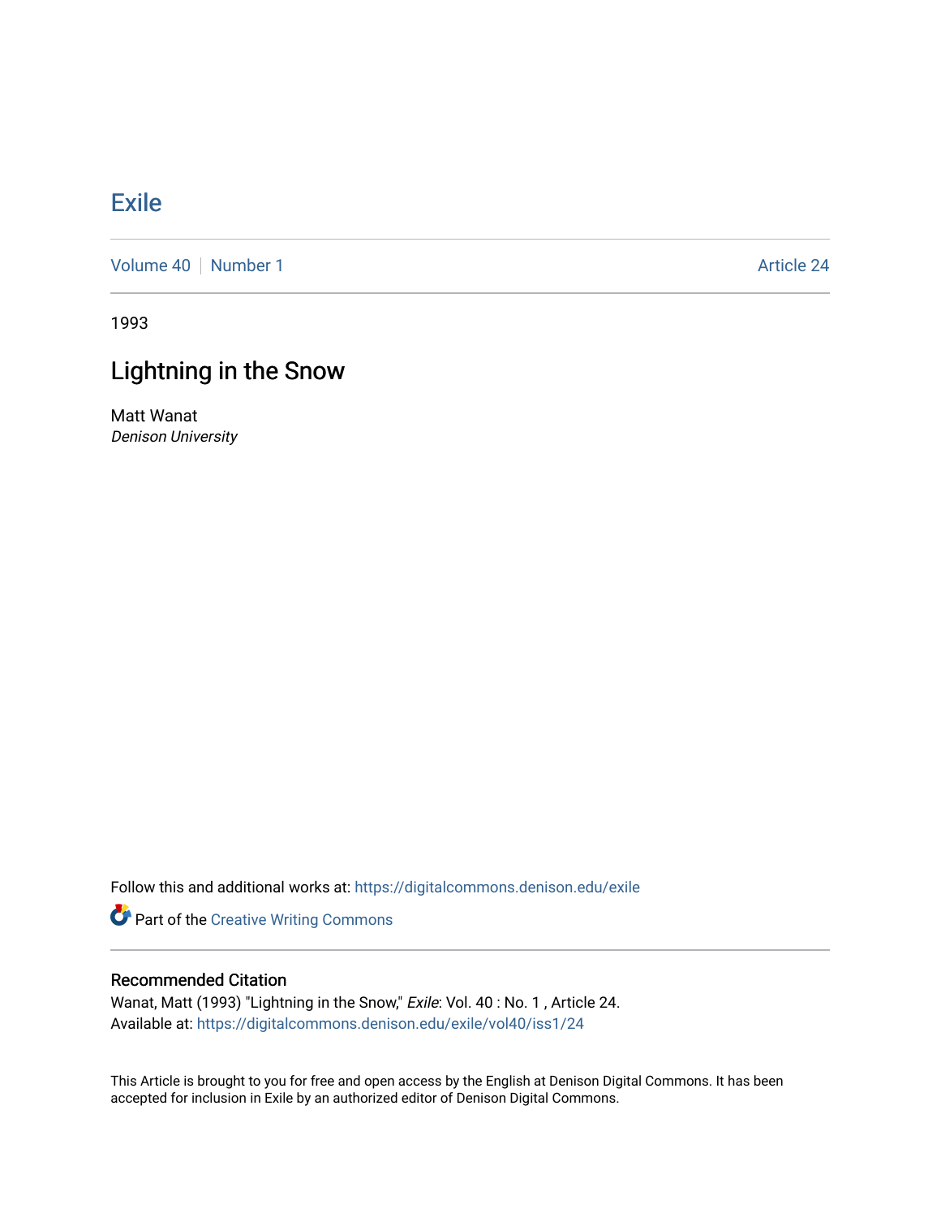# Exile

Volume 40 | Number 1 — Article 24

1993

## Lightning in the Snow

Matt Wanat
*Denison University*

Follow this and additional works at: https://digitalcommons.denison.edu/exile

Part of the Creative Writing Commons

### Recommended Citation

Wanat, Matt (1993) "Lightning in the Snow," *Exile*: Vol. 40 : No. 1 , Article 24.
Available at: https://digitalcommons.denison.edu/exile/vol40/iss1/24

This Article is brought to you for free and open access by the English at Denison Digital Commons. It has been accepted for inclusion in Exile by an authorized editor of Denison Digital Commons.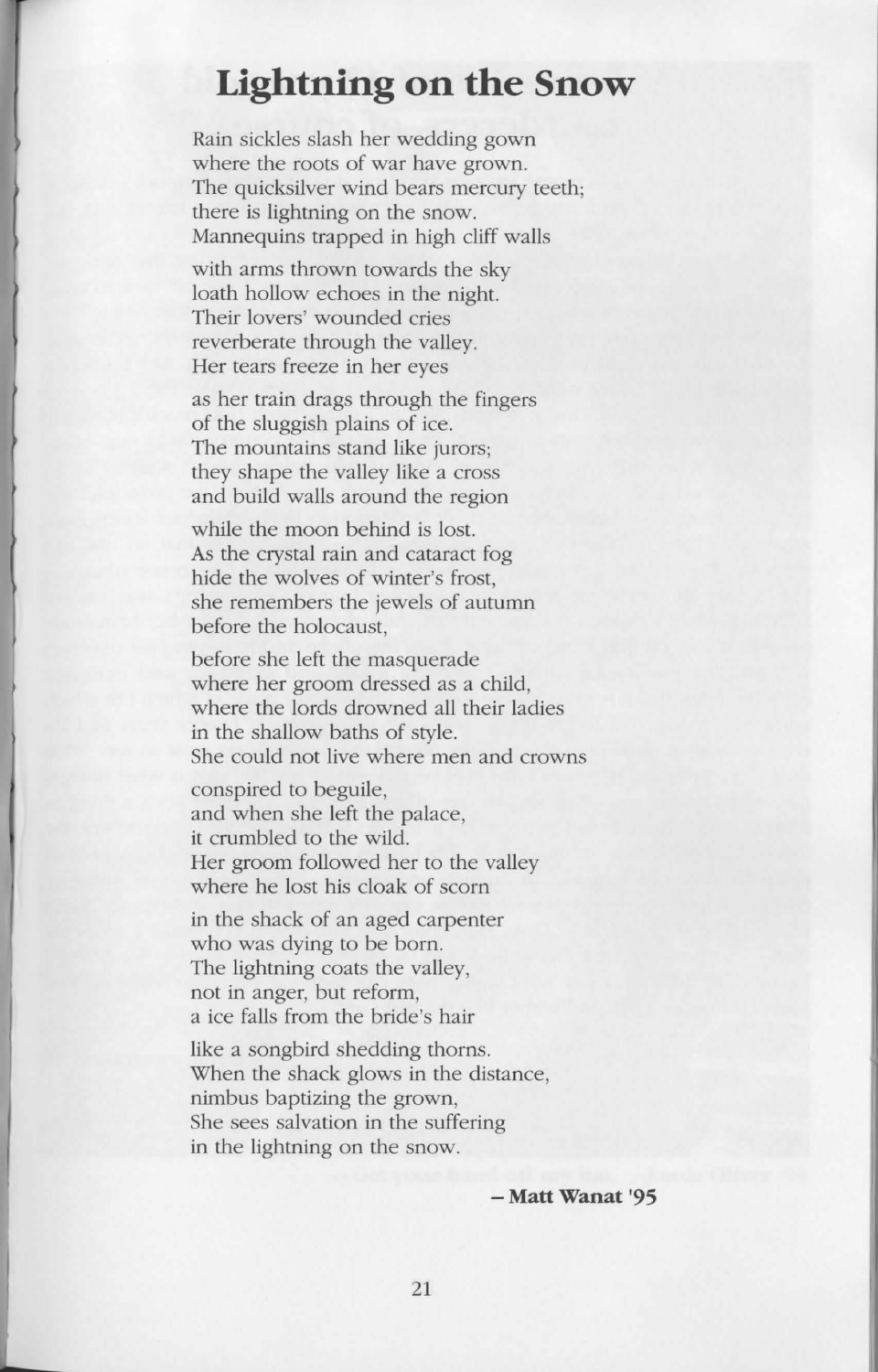# Lightning on the Snow

Rain sickles slash her wedding gown
where the roots of war have grown.
The quicksilver wind bears mercury teeth;
there is lightning on the snow.
Mannequins trapped in high cliff walls

with arms thrown towards the sky
loath hollow echoes in the night.
Their lovers' wounded cries
reverberate through the valley.
Her tears freeze in her eyes

as her train drags through the fingers
of the sluggish plains of ice.
The mountains stand like jurors;
they shape the valley like a cross
and build walls around the region

while the moon behind is lost.
As the crystal rain and cataract fog
hide the wolves of winter's frost,
she remembers the jewels of autumn
before the holocaust,

before she left the masquerade
where her groom dressed as a child,
where the lords drowned all their ladies
in the shallow baths of style.
She could not live where men and crowns

conspired to beguile,
and when she left the palace,
it crumbled to the wild.
Her groom followed her to the valley
where he lost his cloak of scorn

in the shack of an aged carpenter
who was dying to be born.
The lightning coats the valley,
not in anger, but reform,
a ice falls from the bride's hair

like a songbird shedding thorns.
When the shack glows in the distance,
nimbus baptizing the grown,
She sees salvation in the suffering
in the lightning on the snow.

**– Matt Wanat '95**